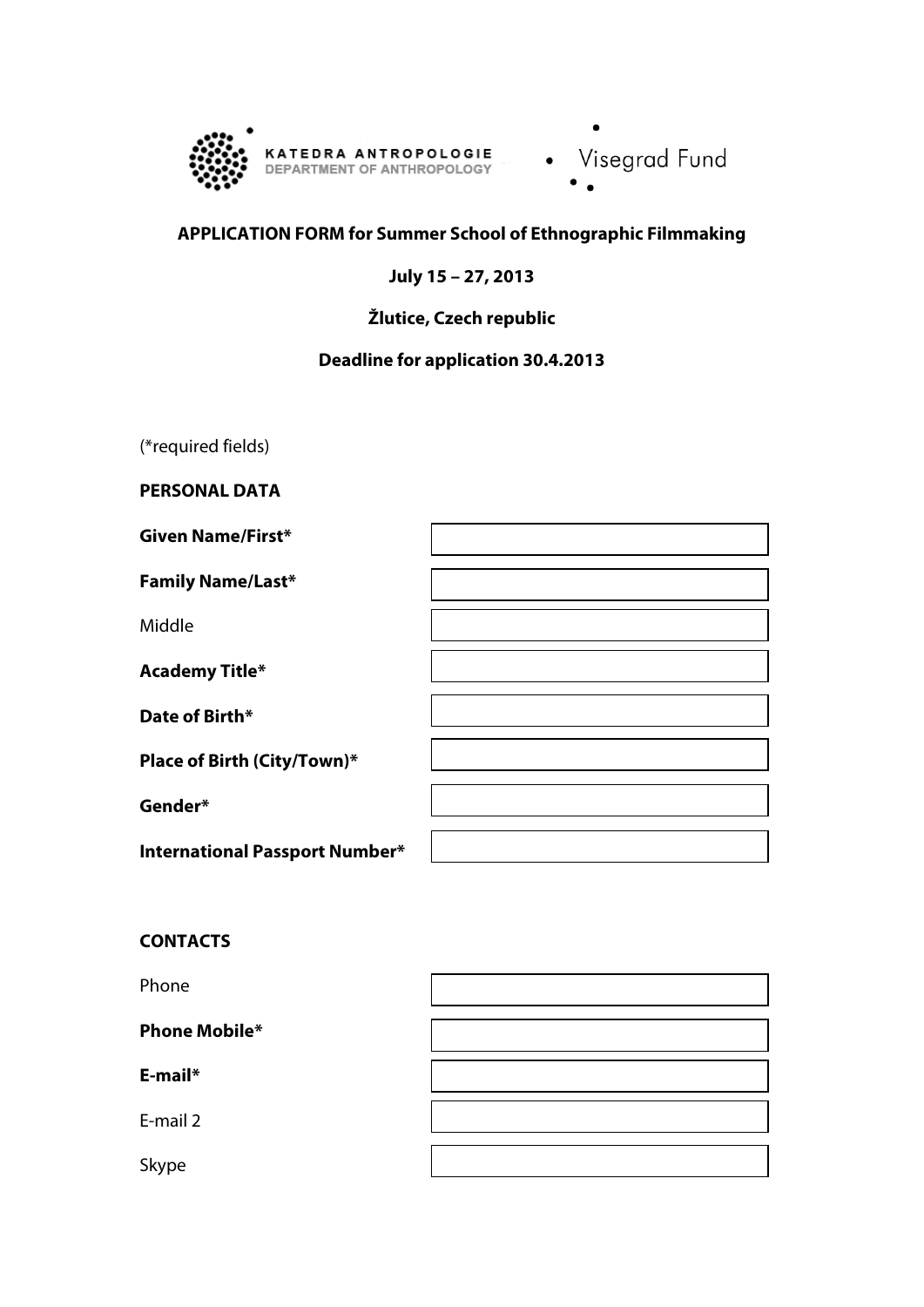KATEDRA ANTROPOLOGIE
DEPARTMENT OF ANTHROPOLOGY

Visegrad Fund

**APPLICATION FORM for Summer School of Ethnographic Filmmaking**

**July 15 – 27, 2013**

**Žlutice, Czech republic**

**Deadline for application 30.4.2013**

(*required fields)

**PERSONAL DATA**

| | |
|---|---|
| **Given Name/First*** | |
| **Family Name/Last*** | |
| Middle | |
| **Academy Title*** | |
| **Date of Birth*** | |
| **Place of Birth (City/Town)*** | |
| **Gender*** | |
| **International Passport Number*** | |

**CONTACTS**

| | |
|---|---|
| Phone | |
| **Phone Mobile*** | |
| **E-mail*** | |
| E-mail 2 | |
| Skype | |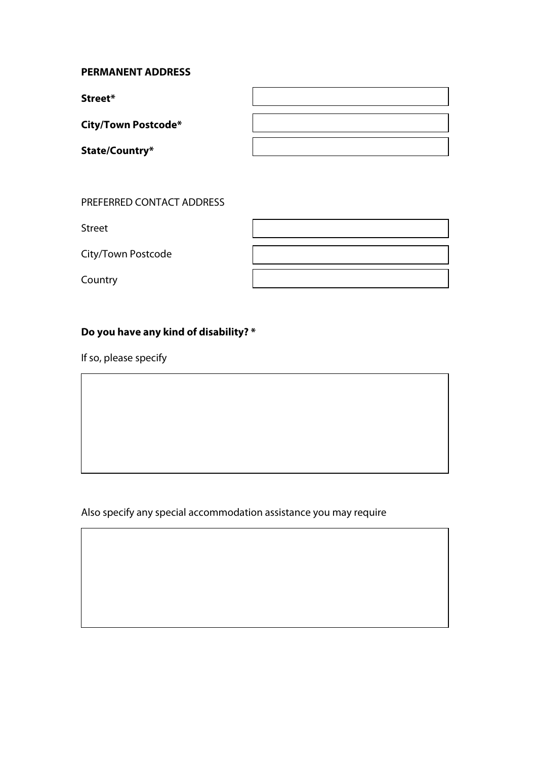**PERMANENT ADDRESS**

**Street***

**City/Town Postcode***

**State/Country***

PREFERRED CONTACT ADDRESS

Street

City/Town Postcode

Country

**Do you have any kind of disability? ***

If so, please specify

Also specify any special accommodation assistance you may require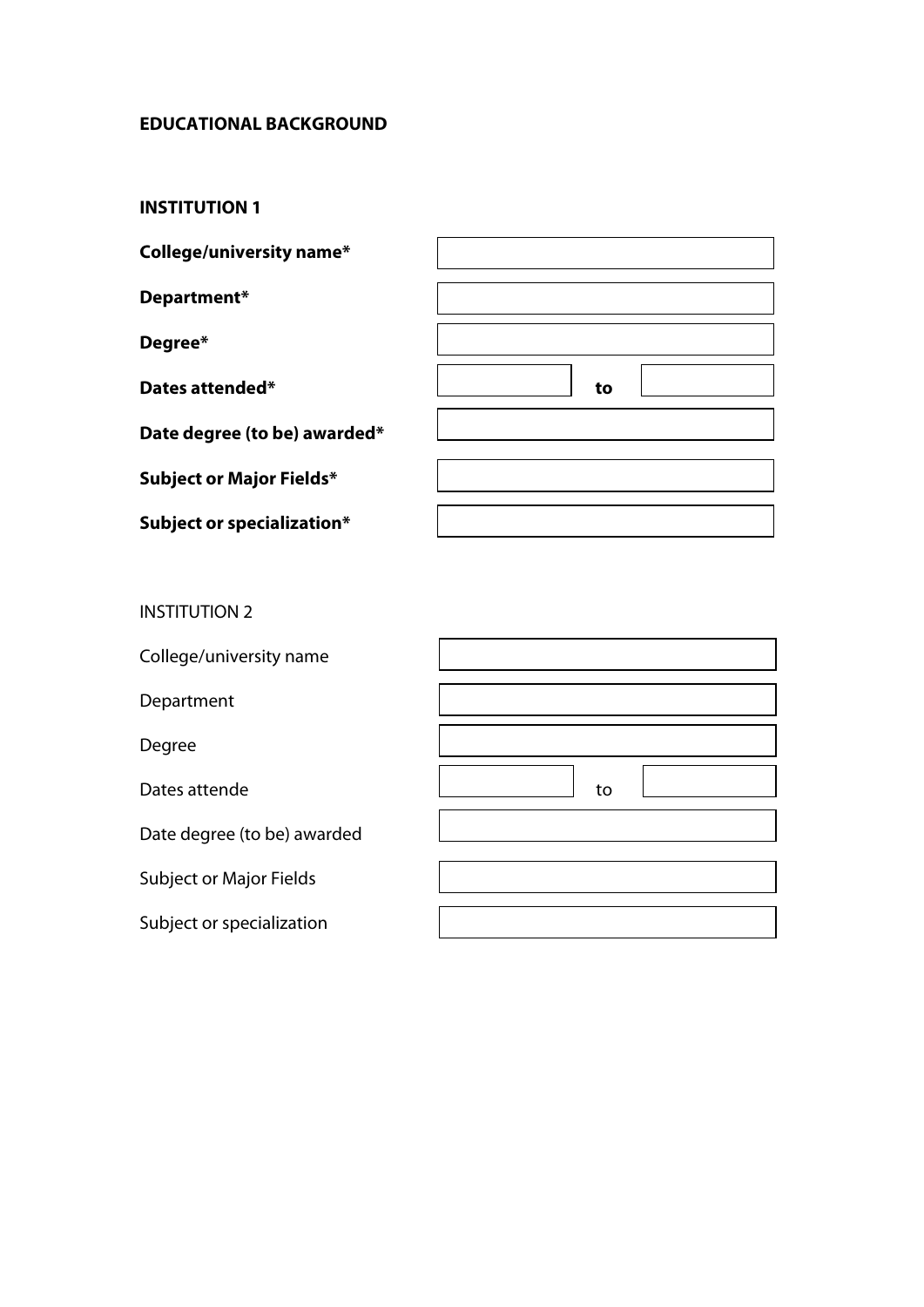**EDUCATIONAL BACKGROUND**

**INSTITUTION 1**

| | | | |
|---|---|---|---|
| **College/university name*** | | | |
| **Department*** | | | |
| **Degree*** | | | |
| **Dates attended*** | | **to** | |
| **Date degree (to be) awarded*** | | | |
| **Subject or Major Fields*** | | | |
| **Subject or specialization*** | | | |

INSTITUTION 2

| | | | |
|---|---|---|---|
| College/university name | | | |
| Department | | | |
| Degree | | | |
| Dates attende | | to | |
| Date degree (to be) awarded | | | |
| Subject or Major Fields | | | |
| Subject or specialization | | | |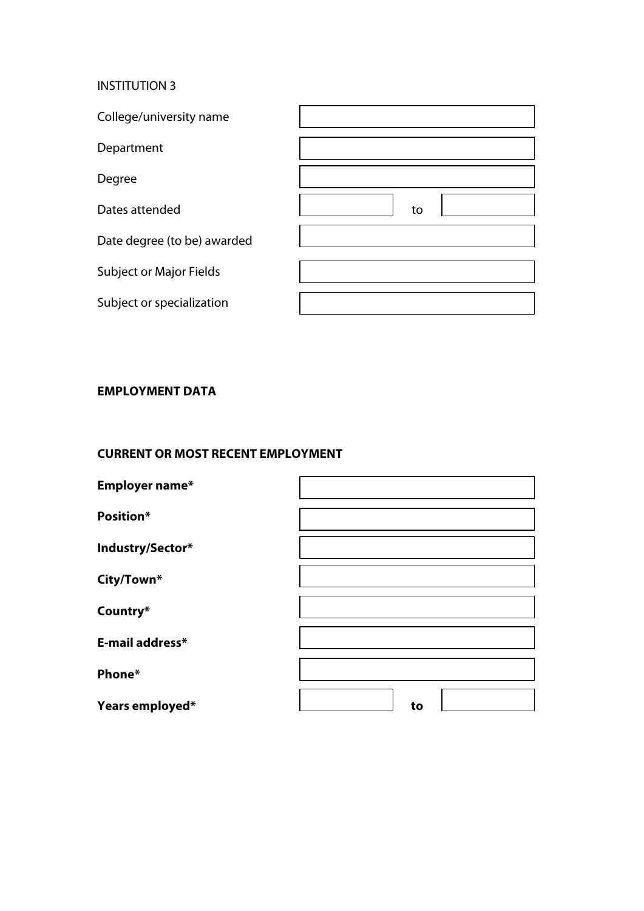INSTITUTION 3

College/university name

Department

Degree

Dates attended | | to | |

Date degree (to be) awarded

Subject or Major Fields

Subject or specialization

**EMPLOYMENT DATA**

**CURRENT OR MOST RECENT EMPLOYMENT**

**Employer name***

**Position***

**Industry/Sector***

**City/Town***

**Country***

**E-mail address***

**Phone***

**Years employed*** | | **to** | |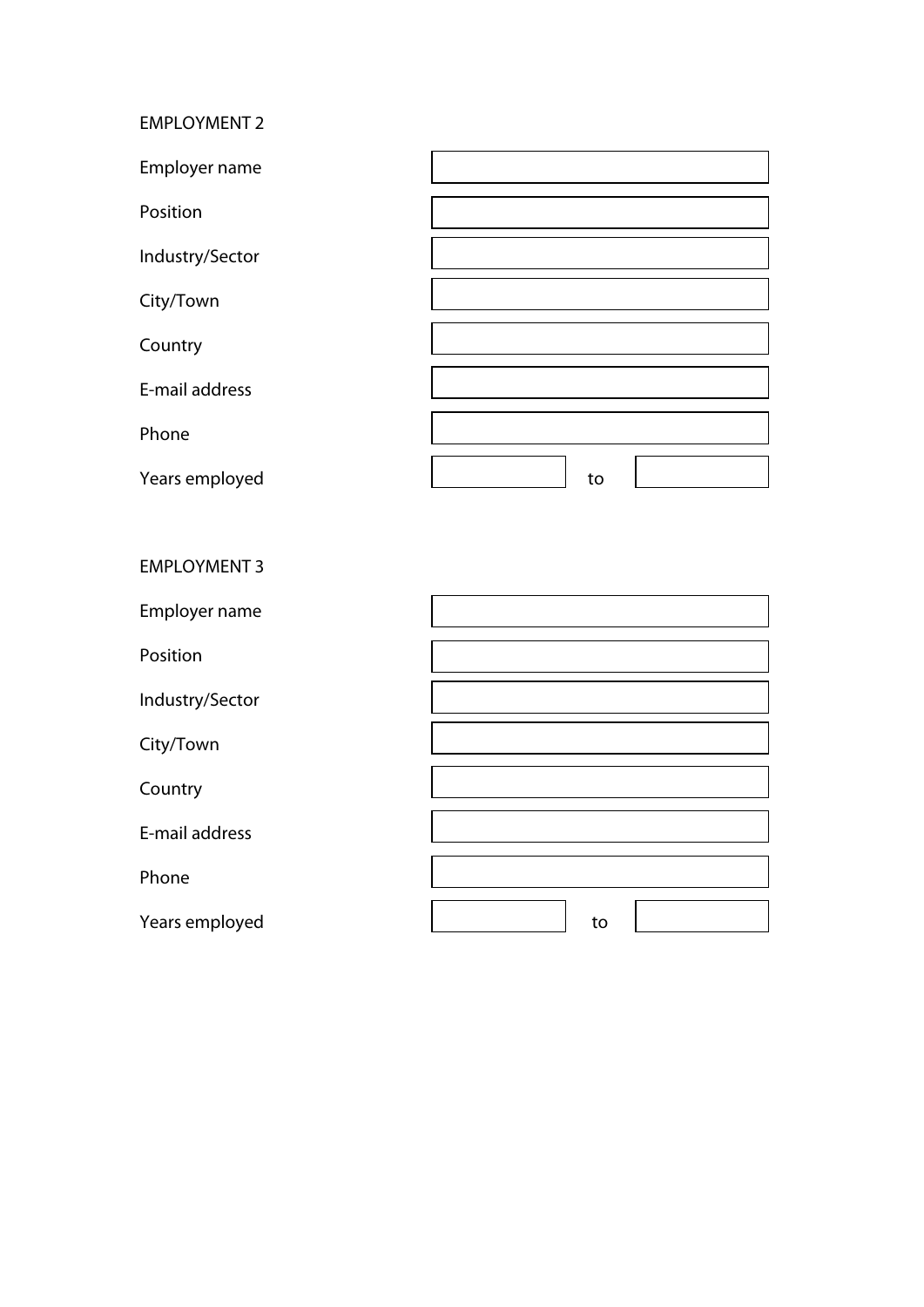EMPLOYMENT 2

| | |
|---|---|
| Employer name | |
| Position | |
| Industry/Sector | |
| City/Town | |
| Country | |
| E-mail address | |
| Phone | |
| Years employed | to |

EMPLOYMENT 3

| | |
|---|---|
| Employer name | |
| Position | |
| Industry/Sector | |
| City/Town | |
| Country | |
| E-mail address | |
| Phone | |
| Years employed | to |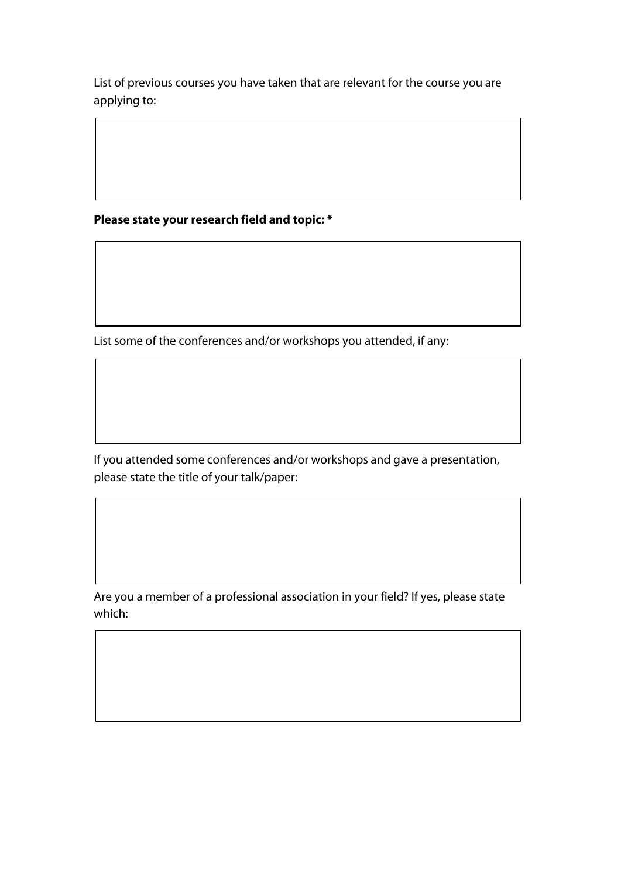List of previous courses you have taken that are relevant for the course you are applying to:

**Please state your research field and topic: ***

List some of the conferences and/or workshops you attended, if any:

If you attended some conferences and/or workshops and gave a presentation, please state the title of your talk/paper:

Are you a member of a professional association in your field? If yes, please state which: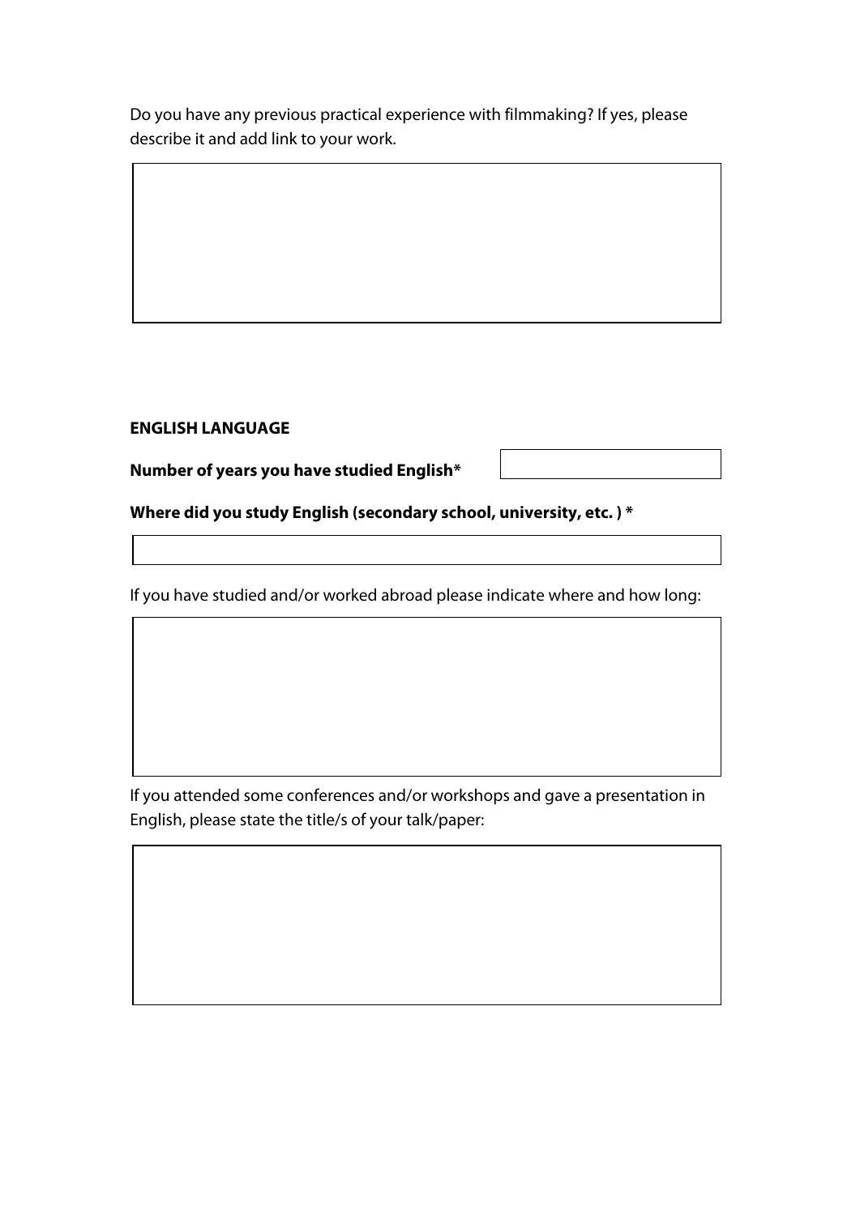Do you have any previous practical experience with filmmaking? If yes, please describe it and add link to your work.

**ENGLISH LANGUAGE**

**Number of years you have studied English***

**Where did you study English (secondary school, university, etc. ) ***

If you have studied and/or worked abroad please indicate where and how long:

If you attended some conferences and/or workshops and gave a presentation in English, please state the title/s of your talk/paper: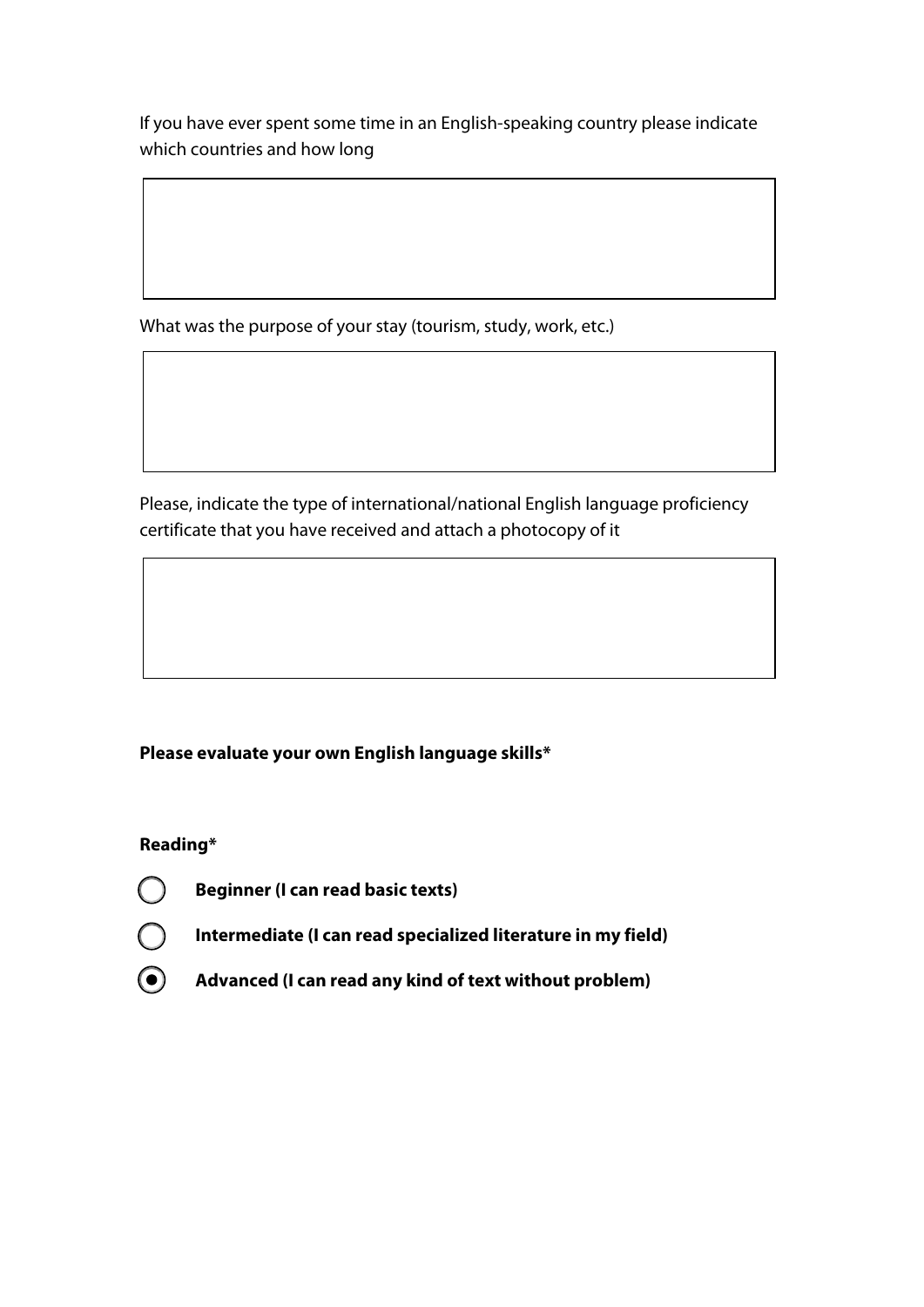If you have ever spent some time in an English-speaking country please indicate which countries and how long

What was the purpose of your stay (tourism, study, work, etc.)

Please, indicate the type of international/national English language proficiency certificate that you have received and attach a photocopy of it

**Please evaluate your own English language skills***

**Reading***

- ○ **Beginner (I can read basic texts)**
- ○ **Intermediate (I can read specialized literature in my field)**
- ◉ **Advanced (I can read any kind of text without problem)**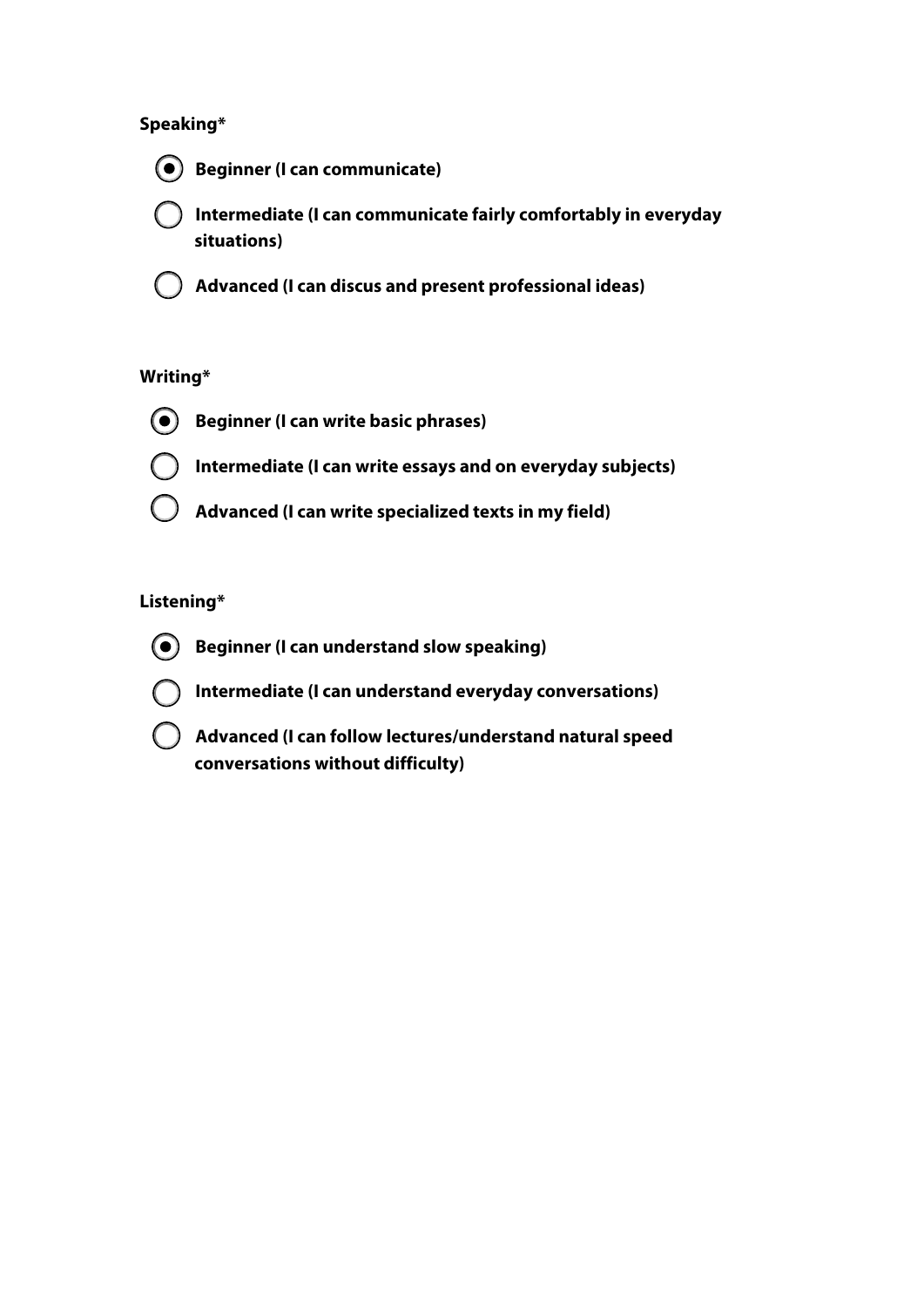**Speaking***

- (●) **Beginner (I can communicate)**
- ( ) **Intermediate (I can communicate fairly comfortably in everyday situations)**
- ( ) **Advanced (I can discus and present professional ideas)**

**Writing***

- (●) **Beginner (I can write basic phrases)**
- ( ) **Intermediate (I can write essays and on everyday subjects)**
- ( ) **Advanced (I can write specialized texts in my field)**

**Listening***

- (●) **Beginner (I can understand slow speaking)**
- ( ) **Intermediate (I can understand everyday conversations)**
- ( ) **Advanced (I can follow lectures/understand natural speed conversations without difficulty)**